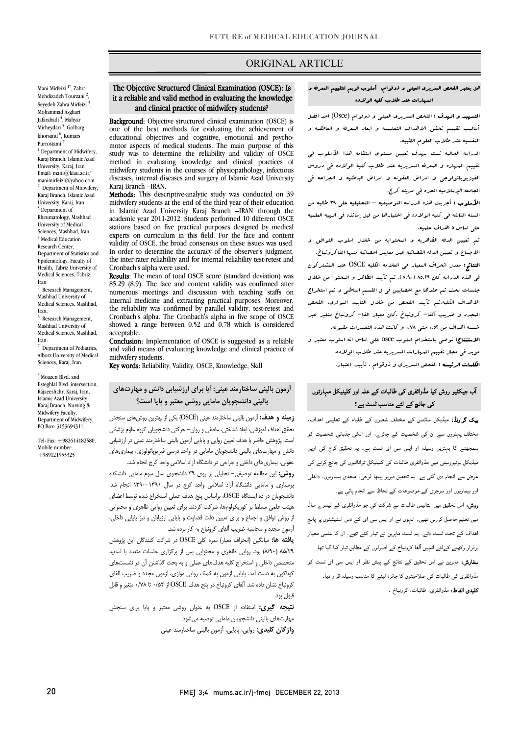ORIGINAL ARTICLE

# The Objective Structured Clinical Examination (OSCE): Is it a reliable and valid method in evaluating the knowledge and clinical practice of midwifery students?

Mani Mirfeizi [1*], Zahra Mehdizadeh Tourzani [2], Seyedeh Zahra Mirfeizi [3], Mohammad Asghari Jafarabadi [4], Mahyar Mirheydari [5], Golbarg khorsand [6], Kumars Purrostami [7]

[1] Department of Midwifery, Karaj Branch, Islamic Azad University, Karaj, Iran Email: mani@kiau.ac.ir/ manimirfeizi@yahoo.com
[2] Department of Midwifery, Karaj Branch, Islamic Azad University, Karaj, Iran
[3] Department of Rheumatology, Mashhad University of Medical Sciences, Mashhad, Iran
[4] Medical Education Research Center, Department of Statistics and Epidemiology, Faculty of Health, Tabriz University of Medical Sciences, Tabriz, Iran
[5] Research Management, Mashhad University of Medical Sciences, Mashhad, Iran.
[6] Research Management, Mashhad University of Medical Sciences, Mashhad, Iran.
[7] Department of Pediatrics, Alborz University of Medical Sciences, Karaj, Iran.

* Moazen Blvd. and Esteghlal Blvd. intersection, Rajaeeshahr, Karaj, Iran, Islamic Azad University Karaj Branch, Nursing & Midwifery Faculty, Department of Midwifery, PO.Box: 3153694311,

Tel- Fax: +982614182580,
Mobile number: +989121953325

**Background:** Objective structured clinical examination (OSCE) is one of the best methods for evaluating the achievement of educational objectives and cognitive, emotional and psycho-motor aspects of medical students. The main purpose of this study was to determine the reliability and validity of OSCE method in evaluating knowledge and clinical practices of midwifery students in the courses of physiopathology, infectious diseases, internal diseases and surgery of Islamic Azad University Karaj Branch –IRAN.

**Methods:** This descriptive-analytic study was conducted on 39 midwifery students at the end of the third year of their education in Islamic Azad University Karaj Branch –IRAN through the academic year 2011-2012. Students performed 10 different OSCE stations based on five practical purposes designed by medical experts on curriculum in this field. For the face and content validity of OSCE, the broad consensus on these issues was used. In order to determine the accuracy of the observer's judgment, the inter-rater reliability and for internal reliability test-retest and Cronbach's alpha were used.

**Results:** The mean of total OSCE score (standard deviation) was 85.29 (8.9). The face and content validity was confirmed after numerous meetings and discussion with teaching staffs on internal medicine and extracting practical purposes. Moreover, the reliability was confirmed by parallel validity, test-retest and Cronbach's alpha. The Cronbach's alpha in five scope of OSCE showed a range between 0.52 and 0.78 which is considered acceptable.

**Conclusion:** Implementation of OSCE is suggested as a reliable and valid means of evaluating knowledge and clinical practice of midwifery students.

**Key words:** Reliability, Validity, OSCE, Knowledge, Skill

## هل یعتبر الفحص السریری العینی و ذوقوام، أسلوب قویم لتقییم المعرفه و المهارات عند طلاب کلیه الولاده

**التمهید و الهدف:** الفحص السریری العینی و ذوقوام (Osce) احد افضل أسالیب تقییم تحقق الاهداف التعلیمیه و ابعاد المعرفه و العاطفیه و النفسیه عند طلاب العلوم الطبیه.

الدراسه الحالیه تمت بهدف تعیین مستوی استقامه هذا الأسلوب فی تقییم المهاره و المعرفه السریریه عند طلاب کلیه الولاده فی دروس الفیزیوپاتولوجی و امراض العفونه و امراض الباطنیه و الجراحه فی الجامعه الإسلامیه الحره فی مدینه کرج.

**الأسلوب:** أجریت هذه الدراسه التوصیفیه – التحلیلیه علی ۳۹ طالبه من السنه الثالثه فی کلیه الولاده فی اختبارها من قبل إساتذه فی الرتبه العلمیه علی اساس ٥ اهداف علمیه.

تم تعیین الدقه الظاهریه و المحتویه من خلال اسلوب التوافق و الاجماع و تعیین الدقه القضائیه عبر معاییر احصائیه منها الفاکرونباخ.

**النتائج:** معدل انحراف المعیار فی العلامه الکلیه OSCE عند المشترکون فی هذه الدراسه کان ۸٥.۲۹ (۸.۹۰). تم تأیید الظاهر و المحتوا من خلال جلسات بحث تم عقدها مع اخصاییس فی ل القسم الباطنی و تم استخراج الاهداف الکلیه.تم تأیید الفحص من خلال التایید الموازی، الفحص المجدد و ضریب آلفا- کرونباخ ،کان معیار الفا- کرونباخ متغیر عبر خمسه اهداف من ۰.٥۲ حتی ۰.۷۸. و کانت هذه التغییرات مقبوله.

**الاستنتاج:** نوصی باستخدام الاسلوب osce علی اساس انه اسلوب معتبر و موید فی مجال تقییم المهارات السریریه عند طلاب الولاده.

**الکلمات الرئیسه :** الفحص السریری و ذوقوام ، تأیید، اعتبار.

## آزمون بالینی ساختارمند عینی: آیا برای ارزشیابی دانش و مهارت‌های بالینی دانشجویان مامایی روشی معتبر و پایا است؟

**زمینه و هدف:** آزمون بالینی ساختارمند عینی (OSCE) یکی از بهترین روش‌های سنجش تحقق اهداف آموزشی، ابعاد شناختی، عاطفی و روان- حرکتی دانشجویان گروه علوم پزشکی است. پژوهش حاضر با هدف تعیین روایی و پایایی آزمون بالینی ساختارمند عینی در ارزشیابی دانش و مهارت‌های بالینی دانشجویان مامایی در واحد درسی فیزیوپاتولوژی، بیماری‌های عفونی، بیماری‌های داخلی و جراحی در دانشگاه آزاد اسلامی واحد کرج انجام شد.

**روش:** این مطالعه توصیفی- تحلیلی بر روی ۳۹ دانشجوی سال سوم مامایی دانشکده پرستاری و مامایی دانشگاه آزاد اسلامی واحد کرج در سال ۱۳۹۱-۱۳۹۰ انجام شد. دانشجویان در ده ایستگاه OSCE، براساس پنج هدف عملی استخراج شده توسط اعضای هیئت علمی مسلط بر کوریکولوم‌ها، شرکت کردند. برای تعیین روایی ظاهری و محتوایی از روش توافق و اجماع و برای تعیین دقت قضاوت ارزیابان و نیز پایایی داخلی، آزمون مجدد و محاسبه ضریب آلفای کرونباخ به کار برده شد.

**یافته ها:** میانگین (انحراف معیار) نمره کلی OSCE در شرکت کنندگان این پژوهش ۸۵/۲۹ (۸/۹۰) بود. روایی ظاهری و محتوایی پس از برگزاری جلسات متعدد با اساتید متخصص داخلی و استخراج کلیه هدف‌های عملی و به بحث گذاشتن آن در نشست‌های گوناگون به دست آمد. پایایی آزمون به کمک روایی موازی، آزمون مجدد و ضریب آلفای کرونباخ نشان داده شد. آلفای کرونباخ در پنج هدف OSCE از ۰/۵۲ تا ۰/۷۸ متغیر و قابل قبول بود.

**نتیجه گیری:** استفاده از OSCE به عنوان روشی معتبر و پایا برای سنجش مهارت‌های بالینی دانشجویان مامایی توصیه می‌شود.

**واژگان کلیدی:** روایی، پایایی، آزمون بالینی ساختارمند عینی

## آب جیکٹیو روش کیا مڈوائفری کی طالبات کے علم اور کلینیکل مہارتوں کی جانچ کے لئے مناسب ٹسٹ ہے؟

**بیک گراونڈ:** میڈیکل سائنس کے مختلف شعبوں کے طلباء کے تعلیمی اہداف، مختلف پہلووں سے ان کی شخصیت کے جائزے، اور انکی جذباتی شخصیت کو سمجھنے کا بہترین وسیلہ او ایس سی ای ٹسٹ ہے۔ یہ تحقیق کرج کی اوپن میڈیکل یونیورسٹی میں مڈوائفری طالبات کی کلینیکل تواناییوں کی جانچ کرنے کی غرض سے انجام دی گئي ہے۔ یہ تحقیق فیریو پیتھا لوجی، متعدی بیماریوں، داخلی اور بیماریوں اور سرجری کے موضوعات کے لحاظ سے انجام پائي ہے۔

**روش:** اس تحقیق میں انتالیس طالبات نے شرکت کی جو مڈوائفری کے تیسرے سال میں تعلیم حاصل کررہی تھیں۔ انہوں نے او ایس سی ای کے دس اسٹیشنوں پر پانچ اہداف کے تحت ٹسٹ دئے۔ یہ ٹسٹ ماہرین نے تیار کئے تھے۔ ان کا علمی معیار برقرار رکھنے کےلئے انہیں آلفا کرونباخ کے اصولوں کے مطابق تیار کیا گيا تھا۔

**سفارش:** ماہرین نے اس تحقیق کے نتائج کے پیش نظر او ایس سی ای ٹسٹ کو مڈوائفری کی طالبات کی صلاحیتوں کا جائزہ لینے کا مناسب وسیلہ قرار دیا۔

**کلیدی الفاظ:** مڈوائفری، طالبات، کرونباخ ۔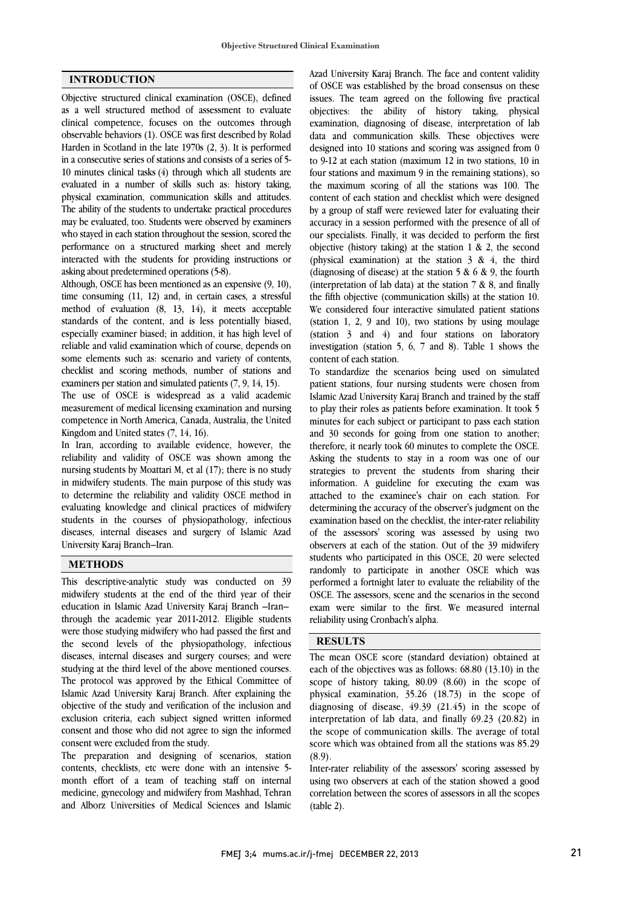## INTRODUCTION

Objective structured clinical examination (OSCE), defined as a well structured method of assessment to evaluate clinical competence, focuses on the outcomes through observable behaviors (1). OSCE was first described by Rolad Harden in Scotland in the late 1970s (2, 3). It is performed in a consecutive series of stations and consists of a series of 5-10 minutes clinical tasks (4) through which all students are evaluated in a number of skills such as: history taking, physical examination, communication skills and attitudes. The ability of the students to undertake practical procedures may be evaluated, too. Students were observed by examiners who stayed in each station throughout the session, scored the performance on a structured marking sheet and merely interacted with the students for providing instructions or asking about predetermined operations (5-8).

Although, OSCE has been mentioned as an expensive (9, 10), time consuming (11, 12) and, in certain cases, a stressful method of evaluation (8, 13, 14), it meets acceptable standards of the content, and is less potentially biased, especially examiner biased; in addition, it has high level of reliable and valid examination which of course, depends on some elements such as: scenario and variety of contents, checklist and scoring methods, number of stations and examiners per station and simulated patients (7, 9, 14, 15).

The use of OSCE is widespread as a valid academic measurement of medical licensing examination and nursing competence in North America, Canada, Australia, the United Kingdom and United states (7, 14, 16).

In Iran, according to available evidence, however, the reliability and validity of OSCE was shown among the nursing students by Moattari M, et al (17); there is no study in midwifery students. The main purpose of this study was to determine the reliability and validity OSCE method in evaluating knowledge and clinical practices of midwifery students in the courses of physiopathology, infectious diseases, internal diseases and surgery of Islamic Azad University Karaj Branch–Iran.

## METHODS

This descriptive-analytic study was conducted on 39 midwifery students at the end of the third year of their education in Islamic Azad University Karaj Branch –Iran– through the academic year 2011-2012. Eligible students were those studying midwifery who had passed the first and the second levels of the physiopathology, infectious diseases, internal diseases and surgery courses; and were studying at the third level of the above mentioned courses. The protocol was approved by the Ethical Committee of Islamic Azad University Karaj Branch. After explaining the objective of the study and verification of the inclusion and exclusion criteria, each subject signed written informed consent and those who did not agree to sign the informed consent were excluded from the study.

The preparation and designing of scenarios, station contents, checklists, etc were done with an intensive 5-month effort of a team of teaching staff on internal medicine, gynecology and midwifery from Mashhad, Tehran and Alborz Universities of Medical Sciences and Islamic Azad University Karaj Branch. The face and content validity of OSCE was established by the broad consensus on these issues. The team agreed on the following five practical objectives: the ability of history taking, physical examination, diagnosing of disease, interpretation of lab data and communication skills. These objectives were designed into 10 stations and scoring was assigned from 0 to 9-12 at each station (maximum 12 in two stations, 10 in four stations and maximum 9 in the remaining stations), so the maximum scoring of all the stations was 100. The content of each station and checklist which were designed by a group of staff were reviewed later for evaluating their accuracy in a session performed with the presence of all of our specialists. Finally, it was decided to perform the first objective (history taking) at the station 1 & 2, the second (physical examination) at the station 3 & 4, the third (diagnosing of disease) at the station 5 & 6 & 9, the fourth (interpretation of lab data) at the station 7 & 8, and finally the fifth objective (communication skills) at the station 10. We considered four interactive simulated patient stations (station 1, 2, 9 and 10), two stations by using moulage (station 3 and 4) and four stations on laboratory investigation (station 5, 6, 7 and 8). Table 1 shows the content of each station.

To standardize the scenarios being used on simulated patient stations, four nursing students were chosen from Islamic Azad University Karaj Branch and trained by the staff to play their roles as patients before examination. It took 5 minutes for each subject or participant to pass each station and 30 seconds for going from one station to another; therefore, it nearly took 60 minutes to complete the OSCE. Asking the students to stay in a room was one of our strategies to prevent the students from sharing their information. A guideline for executing the exam was attached to the examinee's chair on each station. For determining the accuracy of the observer's judgment on the examination based on the checklist, the inter-rater reliability of the assessors' scoring was assessed by using two observers at each of the station. Out of the 39 midwifery students who participated in this OSCE, 20 were selected randomly to participate in another OSCE which was performed a fortnight later to evaluate the reliability of the OSCE. The assessors, scene and the scenarios in the second exam were similar to the first. We measured internal reliability using Cronbach's alpha.

## RESULTS

The mean OSCE score (standard deviation) obtained at each of the objectives was as follows: 68.80 (13.10) in the scope of history taking, 80.09 (8.60) in the scope of physical examination, 35.26 (18.73) in the scope of diagnosing of disease, 49.39 (21.45) in the scope of interpretation of lab data, and finally 69.23 (20.82) in the scope of communication skills. The average of total score which was obtained from all the stations was 85.29 (8.9).

Inter-rater reliability of the assessors' scoring assessed by using two observers at each of the station showed a good correlation between the scores of assessors in all the scopes (table 2).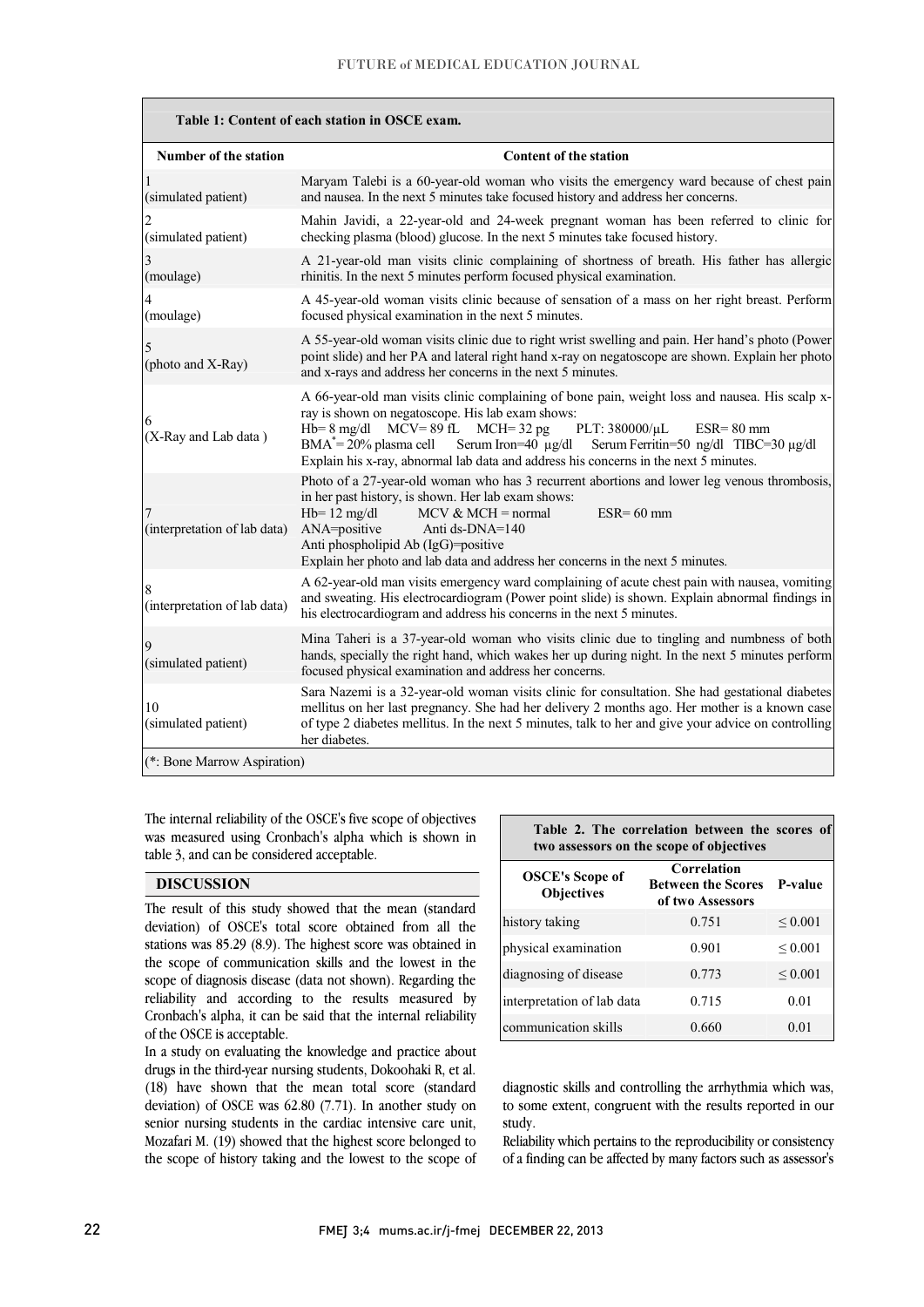**Table 1: Content of each station in OSCE exam.**

| Number of the station | Content of the station |
|---|---|
| 1 (simulated patient) | Maryam Talebi is a 60-year-old woman who visits the emergency ward because of chest pain and nausea. In the next 5 minutes take focused history and address her concerns. |
| 2 (simulated patient) | Mahin Javidi, a 22-year-old and 24-week pregnant woman has been referred to clinic for checking plasma (blood) glucose. In the next 5 minutes take focused history. |
| 3 (moulage) | A 21-year-old man visits clinic complaining of shortness of breath. His father has allergic rhinitis. In the next 5 minutes perform focused physical examination. |
| 4 (moulage) | A 45-year-old woman visits clinic because of sensation of a mass on her right breast. Perform focused physical examination in the next 5 minutes. |
| 5 (photo and X-Ray) | A 55-year-old woman visits clinic due to right wrist swelling and pain. Her hand's photo (Power point slide) and her PA and lateral right hand x-ray on negatoscope are shown. Explain her photo and x-rays and address her concerns in the next 5 minutes. |
| 6 (X-Ray and Lab data ) | A 66-year-old man visits clinic complaining of bone pain, weight loss and nausea. His scalp x-ray is shown on negatoscope. His lab exam shows: Hb= 8 mg/dl MCV= 89 fL MCH= 32 pg PLT: 380000/μL ESR= 80 mm BMA*= 20% plasma cell Serum Iron=40 μg/dl Serum Ferritin=50 ng/dl TIBC=30 μg/dl Explain his x-ray, abnormal lab data and address his concerns in the next 5 minutes. |
| 7 (interpretation of lab data) | Photo of a 27-year-old woman who has 3 recurrent abortions and lower leg venous thrombosis, in her past history, is shown. Her lab exam shows: Hb= 12 mg/dl MCV & MCH = normal ESR= 60 mm ANA=positive Anti ds-DNA=140 Anti phospholipid Ab (IgG)=positive Explain her photo and lab data and address her concerns in the next 5 minutes. |
| 8 (interpretation of lab data) | A 62-year-old man visits emergency ward complaining of acute chest pain with nausea, vomiting and sweating. His electrocardiogram (Power point slide) is shown. Explain abnormal findings in his electrocardiogram and address his concerns in the next 5 minutes. |
| 9 (simulated patient) | Mina Taheri is a 37-year-old woman who visits clinic due to tingling and numbness of both hands, specially the right hand, which wakes her up during night. In the next 5 minutes perform focused physical examination and address her concerns. |
| 10 (simulated patient) | Sara Nazemi is a 32-year-old woman visits clinic for consultation. She had gestational diabetes mellitus on her last pregnancy. She had her delivery 2 months ago. Her mother is a known case of type 2 diabetes mellitus. In the next 5 minutes, talk to her and give your advice on controlling her diabetes. |

(*: Bone Marrow Aspiration)

The internal reliability of the OSCE's five scope of objectives was measured using Cronbach's alpha which is shown in table 3, and can be considered acceptable.

**Table 2. The correlation between the scores of two assessors on the scope of objectives**

| OSCE's Scope of Objectives | Correlation Between the Scores of two Assessors | P-value |
|---|---|---|
| history taking | 0.751 | ≤ 0.001 |
| physical examination | 0.901 | ≤ 0.001 |
| diagnosing of disease | 0.773 | ≤ 0.001 |
| interpretation of lab data | 0.715 | 0.01 |
| communication skills | 0.660 | 0.01 |

## DISCUSSION

The result of this study showed that the mean (standard deviation) of OSCE's total score obtained from all the stations was 85.29 (8.9). The highest score was obtained in the scope of communication skills and the lowest in the scope of diagnosis disease (data not shown). Regarding the reliability and according to the results measured by Cronbach's alpha, it can be said that the internal reliability of the OSCE is acceptable.

In a study on evaluating the knowledge and practice about drugs in the third-year nursing students, Dokoohaki R, et al. (18) have shown that the mean total score (standard deviation) of OSCE was 62.80 (7.71). In another study on senior nursing students in the cardiac intensive care unit, Mozafari M. (19) showed that the highest score belonged to the scope of history taking and the lowest to the scope of diagnostic skills and controlling the arrhythmia which was, to some extent, congruent with the results reported in our study.

Reliability which pertains to the reproducibility or consistency of a finding can be affected by many factors such as assessor's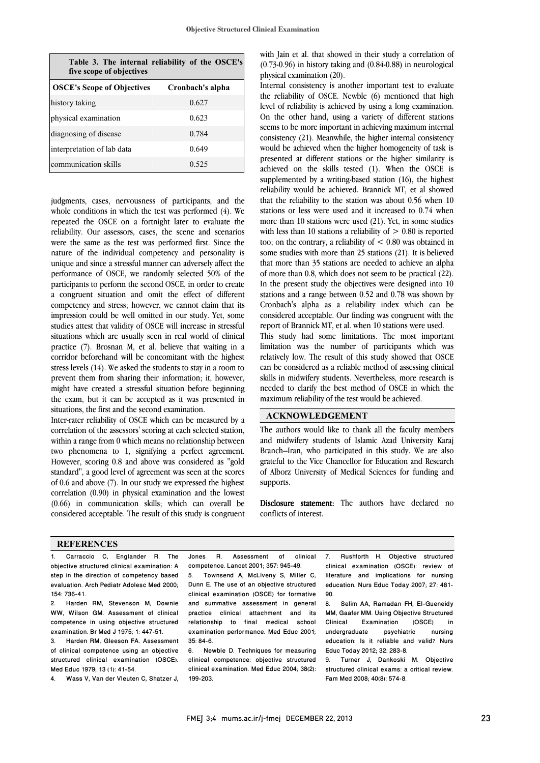**Table 3. The internal reliability of the OSCE's five scope of objectives**

| OSCE's Scope of Objectives | Cronbach's alpha |
|---|---|
| history taking | 0.627 |
| physical examination | 0.623 |
| diagnosing of disease | 0.784 |
| interpretation of lab data | 0.649 |
| communication skills | 0.525 |

judgments, cases, nervousness of participants, and the whole conditions in which the test was performed (4). We repeated the OSCE on a fortnight later to evaluate the reliability. Our assessors, cases, the scene and scenarios were the same as the test was performed first. Since the nature of the individual competency and personality is unique and since a stressful manner can adversely affect the performance of OSCE, we randomly selected 50% of the participants to perform the second OSCE, in order to create a congruent situation and omit the effect of different competency and stress; however, we cannot claim that its impression could be well omitted in our study. Yet, some studies attest that validity of OSCE will increase in stressful situations which are usually seen in real world of clinical practice (7). Brosnan M, et al. believe that waiting in a corridor beforehand will be concomitant with the highest stress levels (14). We asked the students to stay in a room to prevent them from sharing their information; it, however, might have created a stressful situation before beginning the exam, but it can be accepted as it was presented in situations, the first and the second examination.

Inter-rater reliability of OSCE which can be measured by a correlation of the assessors' scoring at each selected station, within a range from 0 which means no relationship between two phenomena to 1, signifying a perfect agreement. However, scoring 0.8 and above was considered as "gold standard", a good level of agreement was seen at the scores of 0.6 and above (7). In our study we expressed the highest correlation (0.90) in physical examination and the lowest (0.66) in communication skills; which can overall be considered acceptable. The result of this study is congruent with Jain et al. that showed in their study a correlation of (0.73-0.96) in history taking and (0.84-0.88) in neurological physical examination (20).

Internal consistency is another important test to evaluate the reliability of OSCE. Newble (6) mentioned that high level of reliability is achieved by using a long examination. On the other hand, using a variety of different stations seems to be more important in achieving maximum internal consistency (21). Meanwhile, the higher internal consistency would be achieved when the higher homogeneity of task is presented at different stations or the higher similarity is achieved on the skills tested (1). When the OSCE is supplemented by a writing-based station (16), the highest reliability would be achieved. Brannick MT, et al showed that the reliability to the station was about 0.56 when 10 stations or less were used and it increased to 0.74 when more than 10 stations were used (21). Yet, in some studies with less than 10 stations a reliability of $> 0.80$ is reported too; on the contrary, a reliability of $< 0.80$ was obtained in some studies with more than 25 stations (21). It is believed that more than 35 stations are needed to achieve an alpha of more than 0.8, which does not seem to be practical (22). In the present study the objectives were designed into 10 stations and a range between 0.52 and 0.78 was shown by Cronbach's alpha as a reliability index which can be considered acceptable. Our finding was congruent with the report of Brannick MT, et al. when 10 stations were used.

This study had some limitations. The most important limitation was the number of participants which was relatively low. The result of this study showed that OSCE can be considered as a reliable method of assessing clinical skills in midwifery students. Nevertheless, more research is needed to clarify the best method of OSCE in which the maximum reliability of the test would be achieved.

## ACKNOWLEDGEMENT

The authors would like to thank all the faculty members and midwifery students of Islamic Azad University Karaj Branch–Iran, who participated in this study. We are also grateful to the Vice Chancellor for Education and Research of Alborz University of Medical Sciences for funding and supports.

**Disclosure statement:** The authors have declared no conflicts of interest.

## REFERENCES

1. Carraccio C, Englander R. The objective structured clinical examination: A step in the direction of competency based evaluation. Arch Pediatr Adolesc Med 2000; 154: 736-41.
2. Harden RM, Stevenson M, Downie WW, Wilson GM. Assessment of clinical competence in using objective structured examination. Br Med J 1975; 1: 447-51.
3. Harden RM, Gleeson FA. Assessment of clinical competence using an objective structured clinical examination (OSCE). Med Educ 1979; 13 (1): 41-54.
4. Wass V, Van der Vleuten C, Shatzer J, Jones R. Assessment of clinical competence. Lancet 2001; 357: 945-49.
5. Townsend A, McLlveny S, Miller C, Dunn E. The use of an objective structured clinical examination (OSCE) for formative and summative assessment in general practice clinical attachment and its relationship to final medical school examination performance. Med Educ 2001; 35: 84-6.
6. Newble D. Techniques for measuring clinical competence: objective structured clinical examination. Med Educ 2004; 38(2): 199-203.
7. Rushforth H. Objective structured clinical examination (OSCE): review of literature and implications for nursing education. Nurs Educ Today 2007; 27: 481-90.
8. Selim AA, Ramadan FH, El-Gueneidy MM, Gaafer MM. Using Objective Structured Clinical Examination (OSCE) in undergraduate psychiatric nursing education: Is it reliable and valid? Nurs Educ Today 2012; 32: 283-8.
9. Turner J, Dankoski M. Objective structured clinical exams: a critical review. Fam Med 2008; 40(8): 574-8.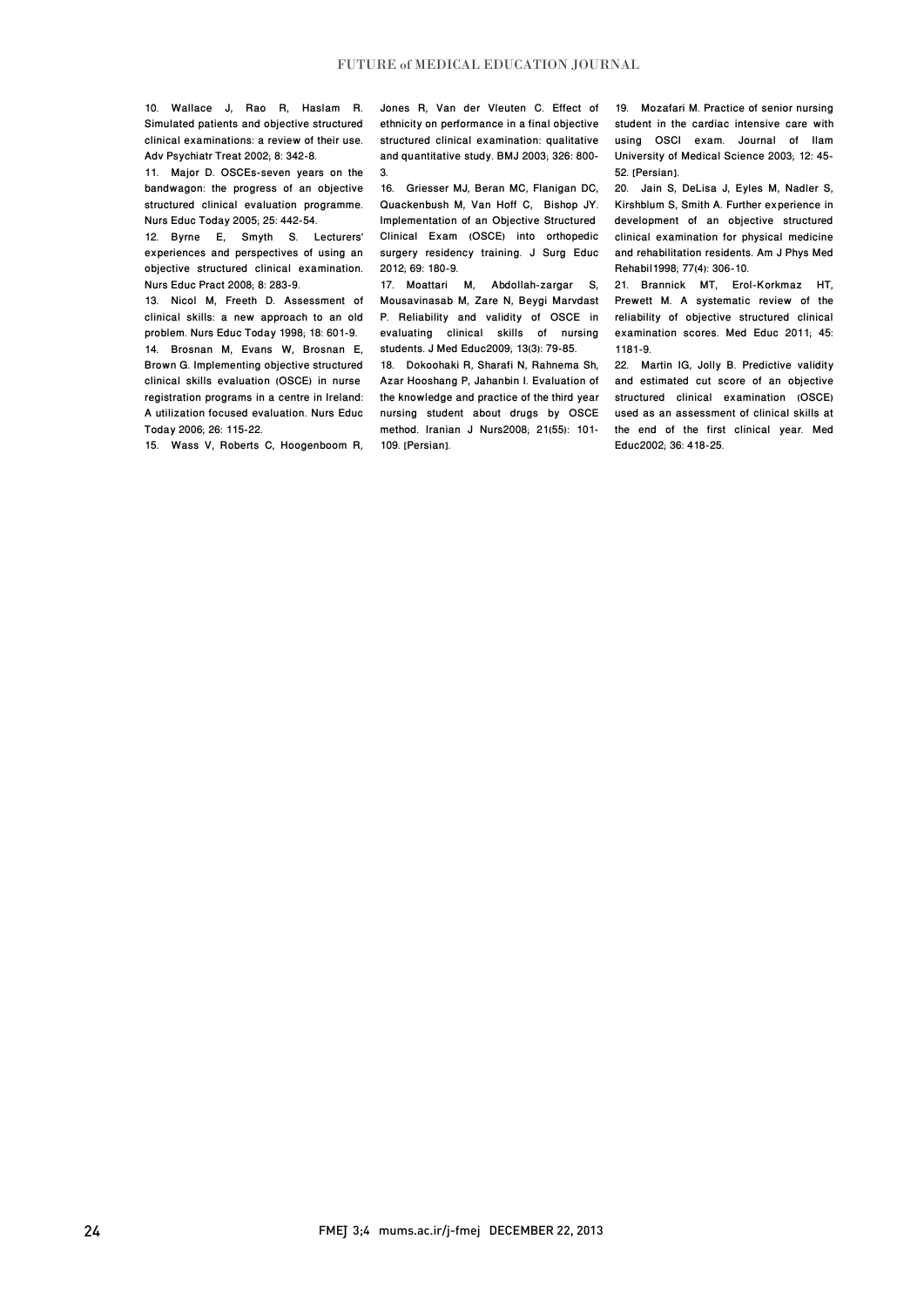10. Wallace J, Rao R, Haslam R. Simulated patients and objective structured clinical examinations: a review of their use. Adv Psychiatr Treat 2002; 8: 342-8.

11. Major D. OSCEs-seven years on the bandwagon: the progress of an objective structured clinical evaluation programme. Nurs Educ Today 2005; 25: 442-54.

12. Byrne E, Smyth S. Lecturers' experiences and perspectives of using an objective structured clinical examination. Nurs Educ Pract 2008; 8: 283-9.

13. Nicol M, Freeth D. Assessment of clinical skills: a new approach to an old problem. Nurs Educ Today 1998; 18: 601-9.

14. Brosnan M, Evans W, Brosnan E, Brown G. Implementing objective structured clinical skills evaluation (OSCE) in nurse registration programs in a centre in Ireland: A utilization focused evaluation. Nurs Educ Today 2006; 26: 115-22.

15. Wass V, Roberts C, Hoogenboom R, Jones R, Van der Vleuten C. Effect of ethnicity on performance in a final objective structured clinical examination: qualitative and quantitative study. BMJ 2003; 326: 800-3.

16. Griesser MJ, Beran MC, Flanigan DC, Quackenbush M, Van Hoff C, Bishop JY. Implementation of an Objective Structured Clinical Exam (OSCE) into orthopedic surgery residency training. J Surg Educ 2012; 69: 180-9.

17. Moattari M, Abdollah-zargar S, Mousavinasab M, Zare N, Beygi Marvdast P. Reliability and validity of OSCE in evaluating clinical skills of nursing students. J Med Educ2009; 13(3): 79-85.

18. Dokoohaki R, Sharafi N, Rahnema Sh, Azar Hooshang P, Jahanbin I. Evaluation of the knowledge and practice of the third year nursing student about drugs by OSCE method. Iranian J Nurs2008; 21(55): 101-109. [Persian].

19. Mozafari M. Practice of senior nursing student in the cardiac intensive care with using OSCI exam. Journal of Ilam University of Medical Science 2003; 12: 45-52. [Persian].

20. Jain S, DeLisa J, Eyles M, Nadler S, Kirshblum S, Smith A. Further experience in development of an objective structured clinical examination for physical medicine and rehabilitation residents. Am J Phys Med Rehabil1998; 77(4): 306-10.

21. Brannick MT, Erol-Korkmaz HT, Prewett M. A systematic review of the reliability of objective structured clinical examination scores. Med Educ 2011; 45: 1181-9.

22. Martin IG, Jolly B. Predictive validity and estimated cut score of an objective structured clinical examination (OSCE) used as an assessment of clinical skills at the end of the first clinical year. Med Educ2002; 36: 418-25.